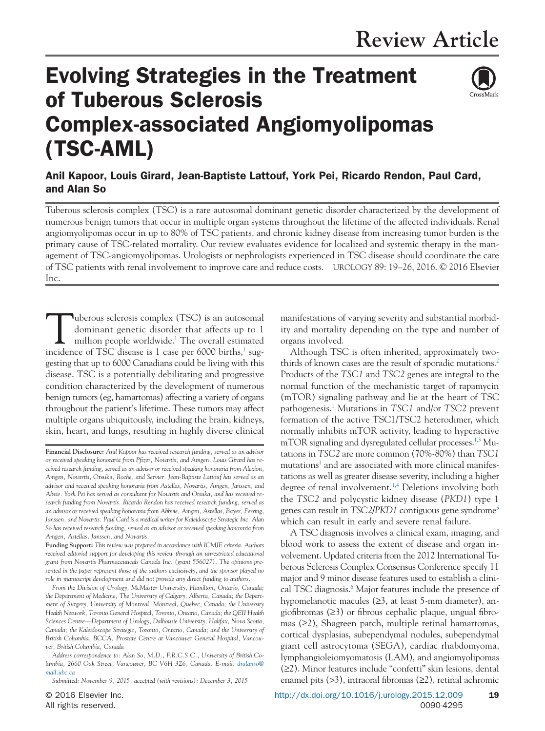Review Article

# Evolving Strategies in the Treatment of Tuberous Sclerosis Complex-associated Angiomyolipomas (TSC-AML)

**Anil Kapoor, Louis Girard, Jean-Baptiste Lattouf, York Pei, Ricardo Rendon, Paul Card, and Alan So**

Tuberous sclerosis complex (TSC) is a rare autosomal dominant genetic disorder characterized by the development of numerous benign tumors that occur in multiple organ systems throughout the lifetime of the affected individuals. Renal angiomyolipomas occur in up to 80% of TSC patients, and chronic kidney disease from increasing tumor burden is the primary cause of TSC-related mortality. Our review evaluates evidence for localized and systemic therapy in the management of TSC-angiomyolipomas. Urologists or nephrologists experienced in TSC disease should coordinate the care of TSC patients with renal involvement to improve care and reduce costs. UROLOGY 89: 19–26, 2016. © 2016 Elsevier Inc.

Tuberous sclerosis complex (TSC) is an autosomal dominant genetic disorder that affects up to 1 million people worldwide.[1] The overall estimated incidence of TSC disease is 1 case per 6000 births,[1] suggesting that up to 6000 Canadians could be living with this disease. TSC is a potentially debilitating and progressive condition characterized by the development of numerous benign tumors (eg, hamartomas) affecting a variety of organs throughout the patient's lifetime. These tumors may affect multiple organs ubiquitously, including the brain, kidneys, skin, heart, and lungs, resulting in highly diverse clinical manifestations of varying severity and substantial morbidity and mortality depending on the type and number of organs involved.

Although TSC is often inherited, approximately two-thirds of known cases are the result of sporadic mutations.[2] Products of the *TSC1* and *TSC2* genes are integral to the normal function of the mechanistic target of rapamycin (mTOR) signaling pathway and lie at the heart of TSC pathogenesis.[1] Mutations in *TSC1* and/or *TSC2* prevent formation of the active TSC1/TSC2 heterodimer, which normally inhibits mTOR activity, leading to hyperactive mTOR signaling and dysregulated cellular processes.[1,3] Mutations in *TSC2* are more common (70%-80%) than *TSC1* mutations[1] and are associated with more clinical manifestations as well as greater disease severity, including a higher degree of renal involvement.[1,4] Deletions involving both the *TSC2* and polycystic kidney disease (*PKD1*) type 1 genes can result in *TSC2/PKD1* contiguous gene syndrome[5] which can result in early and severe renal failure.

A TSC diagnosis involves a clinical exam, imaging, and blood work to assess the extent of disease and organ involvement. Updated criteria from the 2012 International Tuberous Sclerosis Complex Consensus Conference specify 11 major and 9 minor disease features used to establish a clinical TSC diagnosis.[6] Major features include the presence of hypomelanotic macules (≥3, at least 5-mm diameter), angiofibromas (≥3) or fibrous cephalic plaque, ungual fibromas (≥2), Shagreen patch, multiple retinal hamartomas, cortical dysplasias, subependymal nodules, subependymal giant cell astrocytoma (SEGA), cardiac rhabdomyoma, lymphangioleiomyomatosis (LAM), and angiomyolipomas (≥2). Minor features include "confetti" skin lesions, dental enamel pits (>3), intraoral fibromas (≥2), retinal achromic

**Financial Disclosure:** *Anil Kapoor has received research funding, served as an advisor or received speaking honoraria from Pfizer, Novartis, and Amgen. Louis Girard has received research funding, served as an advisor or received speaking honoraria from Alexion, Amgen, Novartis, Otsuka, Roche, and Servier. Jean-Baptiste Lattouf has served as an advisor and received speaking honoraria from Astellas, Novartis, Amgen, Janssen, and Abvie. York Pei has served as consultant for Novartis and Otsuka, and has received research funding from Novartis. Ricardo Rendon has received research funding, served as an advisor or received speaking honoraria from Abbvie, Amgen, Astellas, Bayer, Ferring, Janssen, and Novartis. Paul Card is a medical writer for Kaleidoscope Strategic Inc. Alan So has received research funding, served as an advisor or received speaking honoraria from Amgen, Astellas, Janssen, and Novartis.*

**Funding Support:** *This review was prepared in accordance with ICMJE criteria. Authors received editorial support for developing this review through an unrestricted educational grant from Novartis Pharmaceuticals Canada Inc. (grant 556027). The opinions presented in the paper represent those of the authors exclusively, and the sponsor played no role in manuscript development and did not provide any direct funding to authors.*

*From the Division of Urology, McMaster University, Hamilton, Ontario, Canada; the Department of Medicine, The University of Calgary, Alberta, Canada; the Department of Surgery, University of Montreal, Montreal, Quebec, Canada; the University Health Network, Toronto General Hospital, Toronto, Ontario, Canada; the QEII Health Sciences Centre—Department of Urology, Dalhousie University, Halifax, Nova Scotia, Canada; the Kaleidoscope Strategic, Toronto, Ontario, Canada; and the University of British Columbia, BCCA, Prostate Centre at Vancouver General Hospital, Vancouver, British Columbia, Canada*

*Address correspondence to: Alan So, M.D., F.R.C.S.C., University of British Columbia, 2660 Oak Street, Vancouver, BC V6H 3Z6, Canada. E-mail: dralanso@mail.ubc.ca*

*Submitted: November 9, 2015, accepted (with revisions): December 3, 2015*

© 2016 Elsevier Inc.
All rights reserved.

http://dx.doi.org/10.1016/j.urology.2015.12.009
0090-4295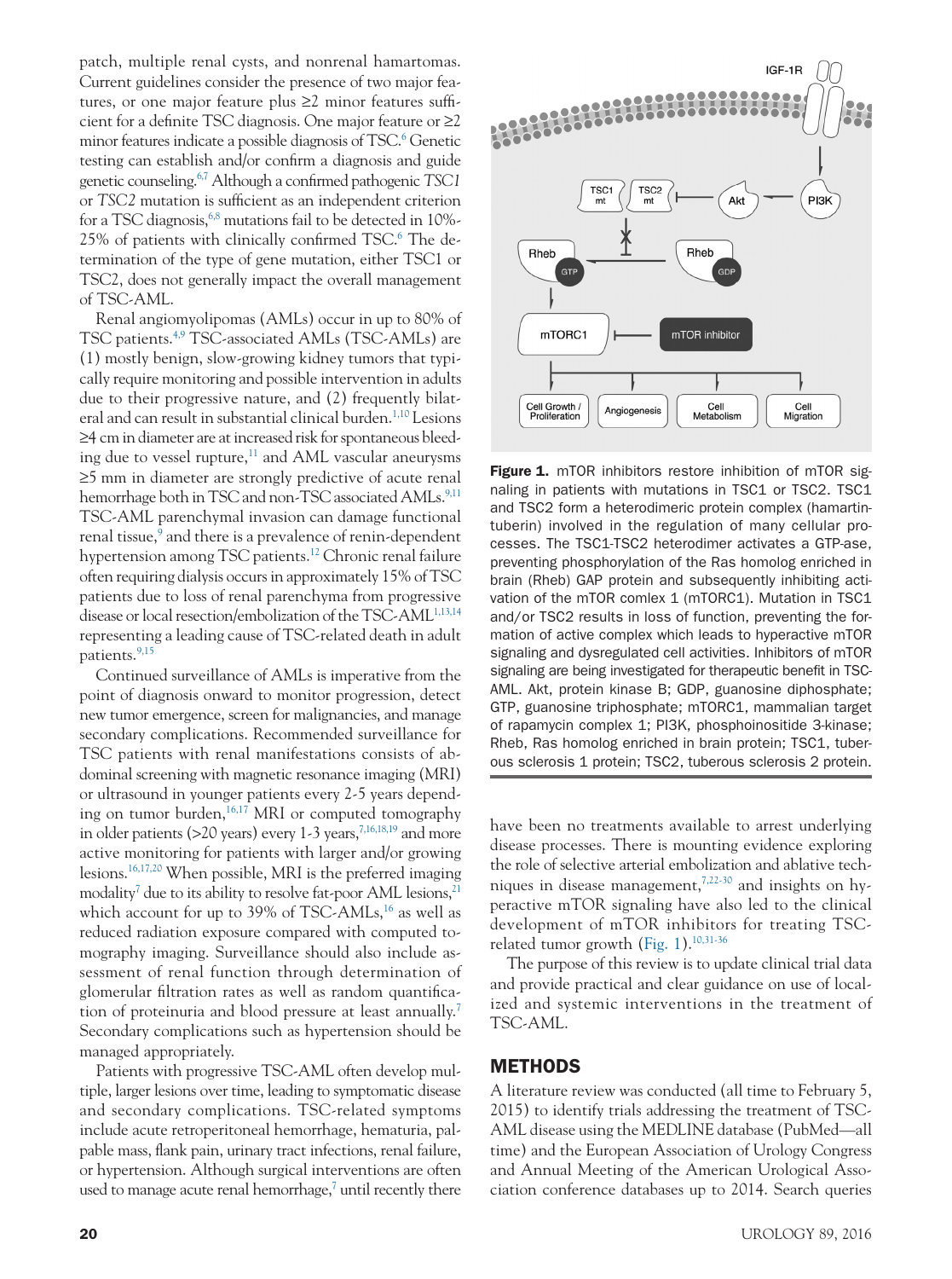patch, multiple renal cysts, and nonrenal hamartomas. Current guidelines consider the presence of two major features, or one major feature plus ≥2 minor features sufficient for a definite TSC diagnosis. One major feature or ≥2 minor features indicate a possible diagnosis of TSC.[6] Genetic testing can establish and/or confirm a diagnosis and guide genetic counseling.[6,7] Although a confirmed pathogenic *TSC1* or *TSC2* mutation is sufficient as an independent criterion for a TSC diagnosis,[6,8] mutations fail to be detected in 10%-25% of patients with clinically confirmed TSC.[6] The determination of the type of gene mutation, either TSC1 or TSC2, does not generally impact the overall management of TSC-AML.

Renal angiomyolipomas (AMLs) occur in up to 80% of TSC patients.[4,9] TSC-associated AMLs (TSC-AMLs) are (1) mostly benign, slow-growing kidney tumors that typically require monitoring and possible intervention in adults due to their progressive nature, and (2) frequently bilateral and can result in substantial clinical burden.[1,10] Lesions ≥4 cm in diameter are at increased risk for spontaneous bleeding due to vessel rupture,[11] and AML vascular aneurysms ≥5 mm in diameter are strongly predictive of acute renal hemorrhage both in TSC and non-TSC associated AMLs.[9,11] TSC-AML parenchymal invasion can damage functional renal tissue,[9] and there is a prevalence of renin-dependent hypertension among TSC patients.[12] Chronic renal failure often requiring dialysis occurs in approximately 15% of TSC patients due to loss of renal parenchyma from progressive disease or local resection/embolization of the TSC-AML[1,13,14] representing a leading cause of TSC-related death in adult patients.[9,15]

Continued surveillance of AMLs is imperative from the point of diagnosis onward to monitor progression, detect new tumor emergence, screen for malignancies, and manage secondary complications. Recommended surveillance for TSC patients with renal manifestations consists of abdominal screening with magnetic resonance imaging (MRI) or ultrasound in younger patients every 2-5 years depending on tumor burden,[16,17] MRI or computed tomography in older patients (>20 years) every 1-3 years,[7,16,18,19] and more active monitoring for patients with larger and/or growing lesions.[16,17,20] When possible, MRI is the preferred imaging modality[7] due to its ability to resolve fat-poor AML lesions,[21] which account for up to 39% of TSC-AMLs,[16] as well as reduced radiation exposure compared with computed tomography imaging. Surveillance should also include assessment of renal function through determination of glomerular filtration rates as well as random quantification of proteinuria and blood pressure at least annually.[7] Secondary complications such as hypertension should be managed appropriately.

Patients with progressive TSC-AML often develop multiple, larger lesions over time, leading to symptomatic disease and secondary complications. TSC-related symptoms include acute retroperitoneal hemorrhage, hematuria, palpable mass, flank pain, urinary tract infections, renal failure, or hypertension. Although surgical interventions are often used to manage acute renal hemorrhage,[7] until recently there have been no treatments available to arrest underlying disease processes. There is mounting evidence exploring the role of selective arterial embolization and ablative techniques in disease management,[7,22-30] and insights on hyperactive mTOR signaling have also led to the clinical development of mTOR inhibitors for treating TSC-related tumor growth (Fig. 1).[10,31-36]

**Figure 1.** mTOR inhibitors restore inhibition of mTOR signaling in patients with mutations in TSC1 or TSC2. TSC1 and TSC2 form a heterodimeric protein complex (hamartin-tuberin) involved in the regulation of many cellular processes. The TSC1-TSC2 heterodimer activates a GTP-ase, preventing phosphorylation of the Ras homolog enriched in brain (Rheb) GAP protein and subsequently inhibiting activation of the mTOR comlex 1 (mTORC1). Mutation in TSC1 and/or TSC2 results in loss of function, preventing the formation of active complex which leads to hyperactive mTOR signaling and dysregulated cell activities. Inhibitors of mTOR signaling are being investigated for therapeutic benefit in TSC-AML. Akt, protein kinase B; GDP, guanosine diphosphate; GTP, guanosine triphosphate; mTORC1, mammalian target of rapamycin complex 1; PI3K, phosphoinositide 3-kinase; Rheb, Ras homolog enriched in brain protein; TSC1, tuberous sclerosis 1 protein; TSC2, tuberous sclerosis 2 protein.

The purpose of this review is to update clinical trial data and provide practical and clear guidance on use of localized and systemic interventions in the treatment of TSC-AML.

## METHODS

A literature review was conducted (all time to February 5, 2015) to identify trials addressing the treatment of TSC-AML disease using the MEDLINE database (PubMed—all time) and the European Association of Urology Congress and Annual Meeting of the American Urological Association conference databases up to 2014. Search queries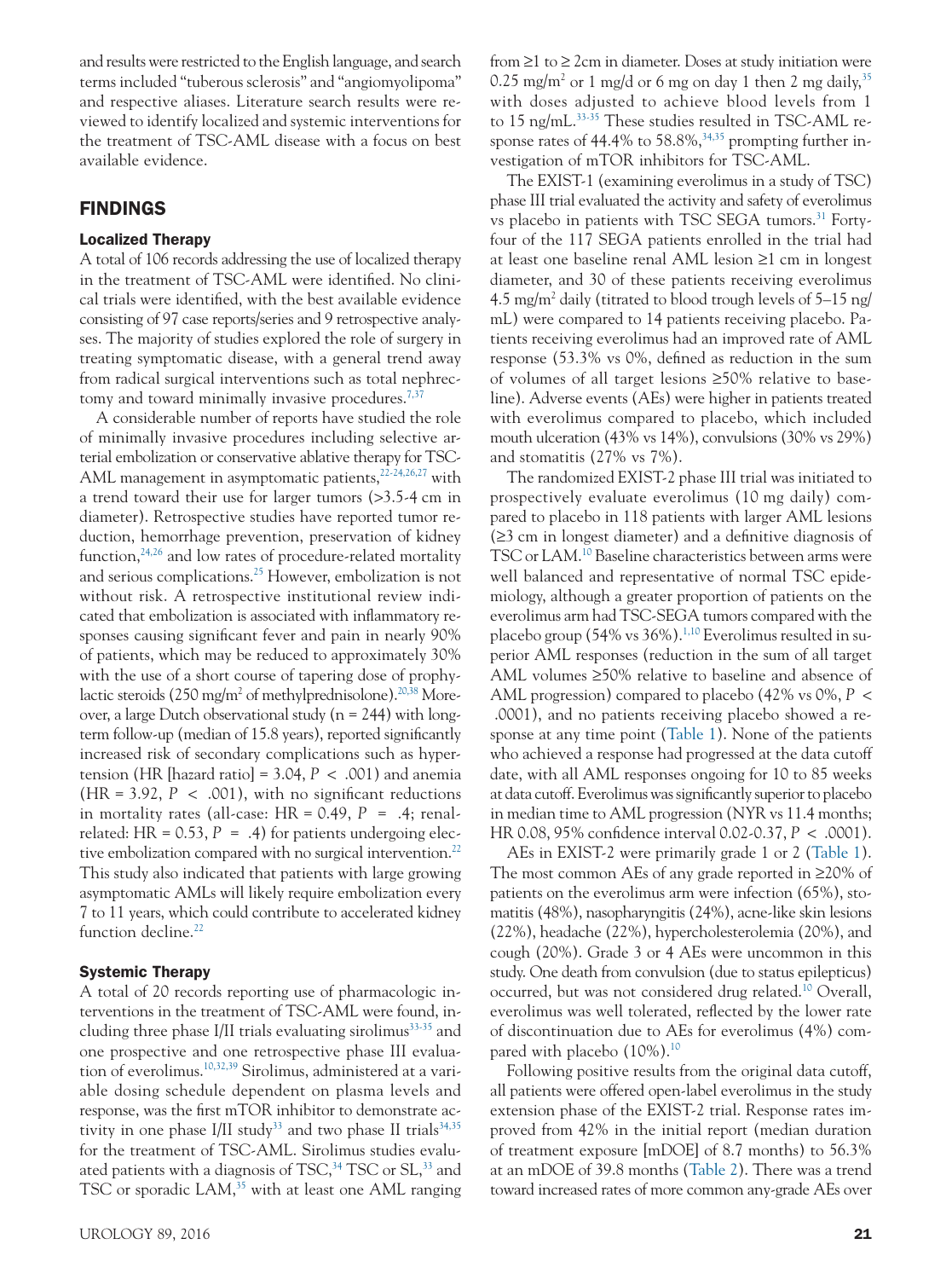and results were restricted to the English language, and search terms included "tuberous sclerosis" and "angiomyolipoma" and respective aliases. Literature search results were reviewed to identify localized and systemic interventions for the treatment of TSC-AML disease with a focus on best available evidence.

## FINDINGS

### Localized Therapy

A total of 106 records addressing the use of localized therapy in the treatment of TSC-AML were identified. No clinical trials were identified, with the best available evidence consisting of 97 case reports/series and 9 retrospective analyses. The majority of studies explored the role of surgery in treating symptomatic disease, with a general trend away from radical surgical interventions such as total nephrectomy and toward minimally invasive procedures.[7,37]

A considerable number of reports have studied the role of minimally invasive procedures including selective arterial embolization or conservative ablative therapy for TSC-AML management in asymptomatic patients,[22-24,26,27] with a trend toward their use for larger tumors (>3.5-4 cm in diameter). Retrospective studies have reported tumor reduction, hemorrhage prevention, preservation of kidney function,[24,26] and low rates of procedure-related mortality and serious complications.[25] However, embolization is not without risk. A retrospective institutional review indicated that embolization is associated with inflammatory responses causing significant fever and pain in nearly 90% of patients, which may be reduced to approximately 30% with the use of a short course of tapering dose of prophylactic steroids (250 mg/m$^2$ of methylprednisolone).[20,38] Moreover, a large Dutch observational study (n = 244) with long-term follow-up (median of 15.8 years), reported significantly increased risk of secondary complications such as hypertension (HR [hazard ratio] = 3.04, $P < .001$) and anemia (HR = 3.92, $P < .001$), with no significant reductions in mortality rates (all-cause: HR = 0.49, $P = .4$; renal-related: HR = 0.53, $P = .4$) for patients undergoing elective embolization compared with no surgical intervention.[22] This study also indicated that patients with large growing asymptomatic AMLs will likely require embolization every 7 to 11 years, which could contribute to accelerated kidney function decline.[22]

### Systemic Therapy

A total of 20 records reporting use of pharmacologic interventions in the treatment of TSC-AML were found, including three phase I/II trials evaluating sirolimus[33-35] and one prospective and one retrospective phase III evaluation of everolimus.[10,32,39] Sirolimus, administered at a variable dosing schedule dependent on plasma levels and response, was the first mTOR inhibitor to demonstrate activity in one phase I/II study[33] and two phase II trials[34,35] for the treatment of TSC-AML. Sirolimus studies evaluated patients with a diagnosis of TSC,[34] TSC or SL,[33] and TSC or sporadic LAM,[35] with at least one AML ranging from ≥1 to ≥ 2cm in diameter. Doses at study initiation were 0.25 mg/m$^2$ or 1 mg/d or 6 mg on day 1 then 2 mg daily,[35] with doses adjusted to achieve blood levels from 1 to 15 ng/mL.[33-35] These studies resulted in TSC-AML response rates of 44.4% to 58.8%,[34,35] prompting further investigation of mTOR inhibitors for TSC-AML.

The EXIST-1 (examining everolimus in a study of TSC) phase III trial evaluated the activity and safety of everolimus vs placebo in patients with TSC SEGA tumors.[31] Forty-four of the 117 SEGA patients enrolled in the trial had at least one baseline renal AML lesion ≥1 cm in longest diameter, and 30 of these patients receiving everolimus 4.5 mg/m$^2$ daily (titrated to blood trough levels of 5–15 ng/mL) were compared to 14 patients receiving placebo. Patients receiving everolimus had an improved rate of AML response (53.3% vs 0%, defined as reduction in the sum of volumes of all target lesions ≥50% relative to baseline). Adverse events (AEs) were higher in patients treated with everolimus compared to placebo, which included mouth ulceration (43% vs 14%), convulsions (30% vs 29%) and stomatitis (27% vs 7%).

The randomized EXIST-2 phase III trial was initiated to prospectively evaluate everolimus (10 mg daily) compared to placebo in 118 patients with larger AML lesions (≥3 cm in longest diameter) and a definitive diagnosis of TSC or LAM.[10] Baseline characteristics between arms were well balanced and representative of normal TSC epidemiology, although a greater proportion of patients on the everolimus arm had TSC-SEGA tumors compared with the placebo group (54% vs 36%).[1,10] Everolimus resulted in superior AML responses (reduction in the sum of all target AML volumes ≥50% relative to baseline and absence of AML progression) compared to placebo (42% vs 0%, $P < .0001$), and no patients receiving placebo showed a response at any time point (Table 1). None of the patients who achieved a response had progressed at the data cutoff date, with all AML responses ongoing for 10 to 85 weeks at data cutoff. Everolimus was significantly superior to placebo in median time to AML progression (NYR vs 11.4 months; HR 0.08, 95% confidence interval 0.02-0.37, $P < .0001$).

AEs in EXIST-2 were primarily grade 1 or 2 (Table 1). The most common AEs of any grade reported in ≥20% of patients on the everolimus arm were infection (65%), stomatitis (48%), nasopharyngitis (24%), acne-like skin lesions (22%), headache (22%), hypercholesterolemia (20%), and cough (20%). Grade 3 or 4 AEs were uncommon in this study. One death from convulsion (due to status epilepticus) occurred, but was not considered drug related.[10] Overall, everolimus was well tolerated, reflected by the lower rate of discontinuation due to AEs for everolimus (4%) compared with placebo (10%).[10]

Following positive results from the original data cutoff, all patients were offered open-label everolimus in the study extension phase of the EXIST-2 trial. Response rates improved from 42% in the initial report (median duration of treatment exposure [mDOE] of 8.7 months) to 56.3% at an mDOE of 39.8 months (Table 2). There was a trend toward increased rates of more common any-grade AEs over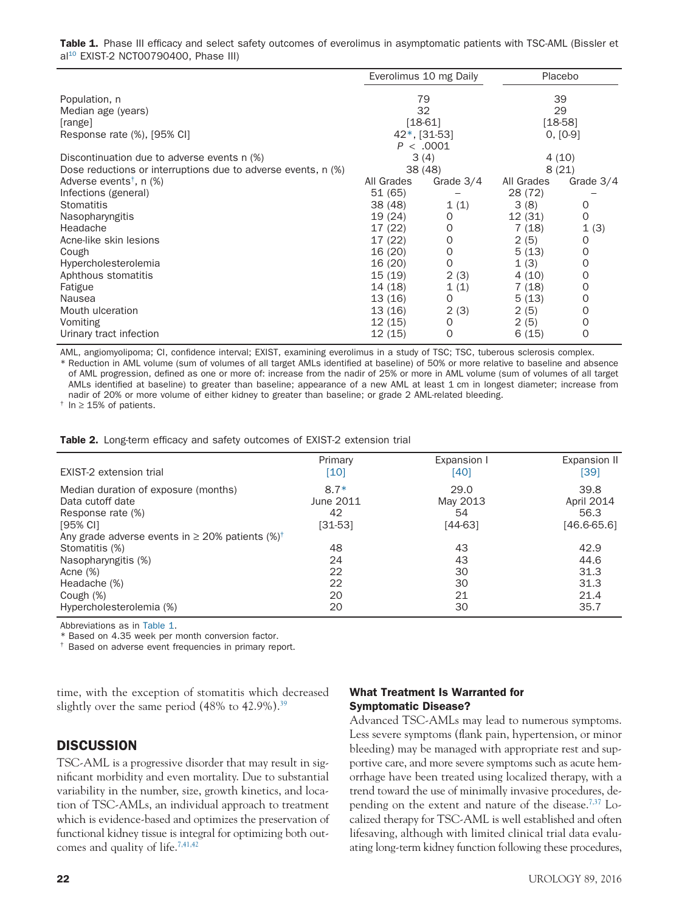**Table 1.** Phase III efficacy and select safety outcomes of everolimus in asymptomatic patients with TSC-AML (Bissler et al[10] EXIST-2 NCT00790400, Phase III)

| | Everolimus 10 mg Daily | | Placebo | |
|---|---|---|---|---|
| Population, n | 79 | | 39 | |
| Median age (years) | 32 | | 29 | |
| [range] | [18-61] | | [18-58] | |
| Response rate (%), [95% CI] | 42*, [31-53] $P < .0001$ | | 0, [0-9] | |
| Discontinuation due to adverse events n (%) | 3 (4) | | 4 (10) | |
| Dose reductions or interruptions due to adverse events, n (%) | 38 (48) | | 8 (21) | |
| Adverse events†, n (%) | All Grades | Grade 3/4 | All Grades | Grade 3/4 |
| Infections (general) | 51 (65) | – | 28 (72) | – |
| Stomatitis | 38 (48) | 1 (1) | 3 (8) | 0 |
| Nasopharyngitis | 19 (24) | 0 | 12 (31) | 0 |
| Headache | 17 (22) | 0 | 7 (18) | 1 (3) |
| Acne-like skin lesions | 17 (22) | 0 | 2 (5) | 0 |
| Cough | 16 (20) | 0 | 5 (13) | 0 |
| Hypercholesterolemia | 16 (20) | 0 | 1 (3) | 0 |
| Aphthous stomatitis | 15 (19) | 2 (3) | 4 (10) | 0 |
| Fatigue | 14 (18) | 1 (1) | 7 (18) | 0 |
| Nausea | 13 (16) | 0 | 5 (13) | 0 |
| Mouth ulceration | 13 (16) | 2 (3) | 2 (5) | 0 |
| Vomiting | 12 (15) | 0 | 2 (5) | 0 |
| Urinary tract infection | 12 (15) | 0 | 6 (15) | 0 |

AML, angiomyolipoma; CI, confidence interval; EXIST, examining everolimus in a study of TSC; TSC, tuberous sclerosis complex.

\* Reduction in AML volume (sum of volumes of all target AMLs identified at baseline) of 50% or more relative to baseline and absence of AML progression, defined as one or more of: increase from the nadir of 25% or more in AML volume (sum of volumes of all target AMLs identified at baseline) to greater than baseline; appearance of a new AML at least 1 cm in longest diameter; increase from nadir of 20% or more volume of either kidney to greater than baseline; or grade 2 AML-related bleeding.

† In ≥ 15% of patients.

**Table 2.** Long-term efficacy and safety outcomes of EXIST-2 extension trial

| EXIST-2 extension trial | Primary [10] | Expansion I [40] | Expansion II [39] |
|---|---|---|---|
| Median duration of exposure (months) | 8.7* | 29.0 | 39.8 |
| Data cutoff date | June 2011 | May 2013 | April 2014 |
| Response rate (%) | 42 | 54 | 56.3 |
| [95% CI] | [31-53] | [44-63] | [46.6-65.6] |
| Any grade adverse events in ≥ 20% patients (%)† | | | |
| Stomatitis (%) | 48 | 43 | 42.9 |
| Nasopharyngitis (%) | 24 | 43 | 44.6 |
| Acne (%) | 22 | 30 | 31.3 |
| Headache (%) | 22 | 30 | 31.3 |
| Cough (%) | 20 | 21 | 21.4 |
| Hypercholesterolemia (%) | 20 | 30 | 35.7 |

Abbreviations as in Table 1.

\* Based on 4.35 week per month conversion factor.

† Based on adverse event frequencies in primary report.

time, with the exception of stomatitis which decreased slightly over the same period (48% to 42.9%).[39]

## DISCUSSION

TSC-AML is a progressive disorder that may result in significant morbidity and even mortality. Due to substantial variability in the number, size, growth kinetics, and location of TSC-AMLs, an individual approach to treatment which is evidence-based and optimizes the preservation of functional kidney tissue is integral for optimizing both outcomes and quality of life.[7,41,42]

### What Treatment Is Warranted for Symptomatic Disease?

Advanced TSC-AMLs may lead to numerous symptoms. Less severe symptoms (flank pain, hypertension, or minor bleeding) may be managed with appropriate rest and supportive care, and more severe symptoms such as acute hemorrhage have been treated using localized therapy, with a trend toward the use of minimally invasive procedures, depending on the extent and nature of the disease.[7,37] Localized therapy for TSC-AML is well established and often lifesaving, although with limited clinical trial data evaluating long-term kidney function following these procedures,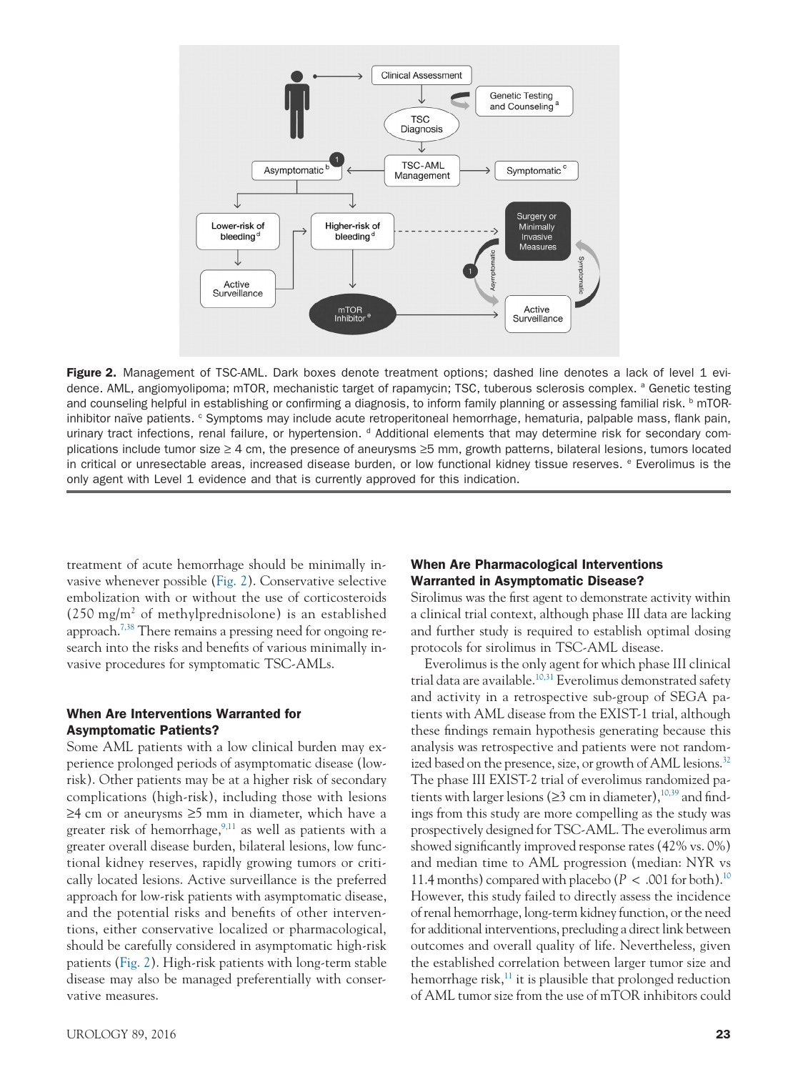**Figure 2.** Management of TSC-AML. Dark boxes denote treatment options; dashed line denotes a lack of level 1 evidence. AML, angiomyolipoma; mTOR, mechanistic target of rapamycin; TSC, tuberous sclerosis complex. [a] Genetic testing and counseling helpful in establishing or confirming a diagnosis, to inform family planning or assessing familial risk. [b] mTOR-inhibitor naïve patients. [c] Symptoms may include acute retroperitoneal hemorrhage, hematuria, palpable mass, flank pain, urinary tract infections, renal failure, or hypertension. [d] Additional elements that may determine risk for secondary complications include tumor size ≥ 4 cm, the presence of aneurysms ≥5 mm, growth patterns, bilateral lesions, tumors located in critical or unresectable areas, increased disease burden, or low functional kidney tissue reserves. [e] Everolimus is the only agent with Level 1 evidence and that is currently approved for this indication.

treatment of acute hemorrhage should be minimally invasive whenever possible (Fig. 2). Conservative selective embolization with or without the use of corticosteroids (250 mg/m$^2$ of methylprednisolone) is an established approach.[7,38] There remains a pressing need for ongoing research into the risks and benefits of various minimally invasive procedures for symptomatic TSC-AMLs.

## When Are Interventions Warranted for Asymptomatic Patients?

Some AML patients with a low clinical burden may experience prolonged periods of asymptomatic disease (low-risk). Other patients may be at a higher risk of secondary complications (high-risk), including those with lesions ≥4 cm or aneurysms ≥5 mm in diameter, which have a greater risk of hemorrhage,[9,11] as well as patients with a greater overall disease burden, bilateral lesions, low functional kidney reserves, rapidly growing tumors or critically located lesions. Active surveillance is the preferred approach for low-risk patients with asymptomatic disease, and the potential risks and benefits of other interventions, either conservative localized or pharmacological, should be carefully considered in asymptomatic high-risk patients (Fig. 2). High-risk patients with long-term stable disease may also be managed preferentially with conservative measures.

## When Are Pharmacological Interventions Warranted in Asymptomatic Disease?

Sirolimus was the first agent to demonstrate activity within a clinical trial context, although phase III data are lacking and further study is required to establish optimal dosing protocols for sirolimus in TSC-AML disease.

Everolimus is the only agent for which phase III clinical trial data are available.[10,31] Everolimus demonstrated safety and activity in a retrospective sub-group of SEGA patients with AML disease from the EXIST-1 trial, although these findings remain hypothesis generating because this analysis was retrospective and patients were not randomized based on the presence, size, or growth of AML lesions.[32] The phase III EXIST-2 trial of everolimus randomized patients with larger lesions (≥3 cm in diameter),[10,39] and findings from this study are more compelling as the study was prospectively designed for TSC-AML. The everolimus arm showed significantly improved response rates (42% vs. 0%) and median time to AML progression (median: NYR vs 11.4 months) compared with placebo ($P < .001$ for both).[10] However, this study failed to directly assess the incidence of renal hemorrhage, long-term kidney function, or the need for additional interventions, precluding a direct link between outcomes and overall quality of life. Nevertheless, given the established correlation between larger tumor size and hemorrhage risk,[11] it is plausible that prolonged reduction of AML tumor size from the use of mTOR inhibitors could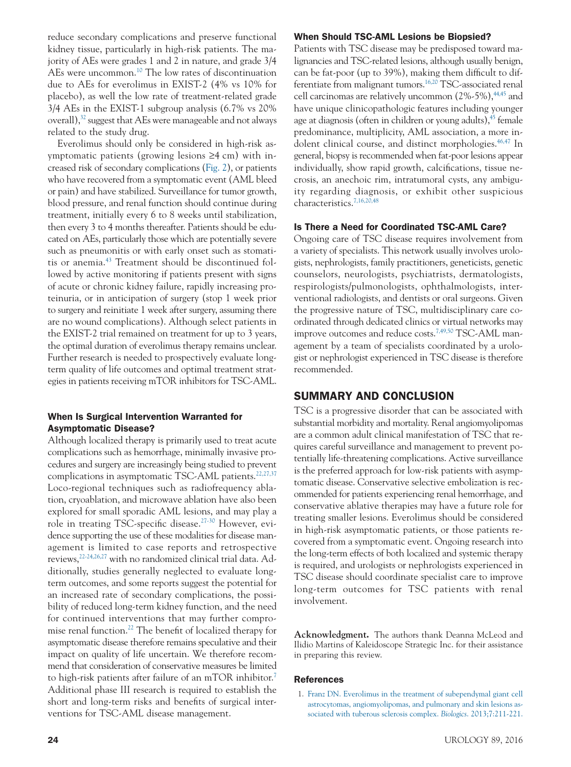reduce secondary complications and preserve functional kidney tissue, particularly in high-risk patients. The majority of AEs were grades 1 and 2 in nature, and grade 3/4 AEs were uncommon.[10] The low rates of discontinuation due to AEs for everolimus in EXIST-2 (4% vs 10% for placebo), as well the low rate of treatment-related grade 3/4 AEs in the EXIST-1 subgroup analysis (6.7% vs 20% overall),[32] suggest that AEs were manageable and not always related to the study drug.

Everolimus should only be considered in high-risk asymptomatic patients (growing lesions ≥4 cm) with increased risk of secondary complications (Fig. 2), or patients who have recovered from a symptomatic event (AML bleed or pain) and have stabilized. Surveillance for tumor growth, blood pressure, and renal function should continue during treatment, initially every 6 to 8 weeks until stabilization, then every 3 to 4 months thereafter. Patients should be educated on AEs, particularly those which are potentially severe such as pneumonitis or with early onset such as stomatitis or anemia.[43] Treatment should be discontinued followed by active monitoring if patients present with signs of acute or chronic kidney failure, rapidly increasing proteinuria, or in anticipation of surgery (stop 1 week prior to surgery and reinitiate 1 week after surgery, assuming there are no wound complications). Although select patients in the EXIST-2 trial remained on treatment for up to 3 years, the optimal duration of everolimus therapy remains unclear. Further research is needed to prospectively evaluate long-term quality of life outcomes and optimal treatment strategies in patients receiving mTOR inhibitors for TSC-AML.

### When Is Surgical Intervention Warranted for Asymptomatic Disease?

Although localized therapy is primarily used to treat acute complications such as hemorrhage, minimally invasive procedures and surgery are increasingly being studied to prevent complications in asymptomatic TSC-AML patients.[22,27,37] Loco-regional techniques such as radiofrequency ablation, cryoablation, and microwave ablation have also been explored for small sporadic AML lesions, and may play a role in treating TSC-specific disease.[27-30] However, evidence supporting the use of these modalities for disease management is limited to case reports and retrospective reviews,[22-24,26,27] with no randomized clinical trial data. Additionally, studies generally neglected to evaluate long-term outcomes, and some reports suggest the potential for an increased rate of secondary complications, the possibility of reduced long-term kidney function, and the need for continued interventions that may further compromise renal function.[22] The benefit of localized therapy for asymptomatic disease therefore remains speculative and their impact on quality of life uncertain. We therefore recommend that consideration of conservative measures be limited to high-risk patients after failure of an mTOR inhibitor.[7] Additional phase III research is required to establish the short and long-term risks and benefits of surgical interventions for TSC-AML disease management.

### When Should TSC-AML Lesions be Biopsied?

Patients with TSC disease may be predisposed toward malignancies and TSC-related lesions, although usually benign, can be fat-poor (up to 39%), making them difficult to differentiate from malignant tumors.[16,20] TSC-associated renal cell carcinomas are relatively uncommon (2%-5%),[44,45] and have unique clinicopathologic features including younger age at diagnosis (often in children or young adults),[45] female predominance, multiplicity, AML association, a more indolent clinical course, and distinct morphologies.[46,47] In general, biopsy is recommended when fat-poor lesions appear individually, show rapid growth, calcifications, tissue necrosis, an anechoic rim, intratumoral cysts, any ambiguity regarding diagnosis, or exhibit other suspicious characteristics.[7,16,20,48]

### Is There a Need for Coordinated TSC-AML Care?

Ongoing care of TSC disease requires involvement from a variety of specialists. This network usually involves urologists, nephrologists, family practitioners, geneticists, genetic counselors, neurologists, psychiatrists, dermatologists, respirologists/pulmonologists, ophthalmologists, interventional radiologists, and dentists or oral surgeons. Given the progressive nature of TSC, multidisciplinary care coordinated through dedicated clinics or virtual networks may improve outcomes and reduce costs.[7,49,50] TSC-AML management by a team of specialists coordinated by a urologist or nephrologist experienced in TSC disease is therefore recommended.

## SUMMARY AND CONCLUSION

TSC is a progressive disorder that can be associated with substantial morbidity and mortality. Renal angiomyolipomas are a common adult clinical manifestation of TSC that requires careful surveillance and management to prevent potentially life-threatening complications. Active surveillance is the preferred approach for low-risk patients with asymptomatic disease. Conservative selective embolization is recommended for patients experiencing renal hemorrhage, and conservative ablative therapies may have a future role for treating smaller lesions. Everolimus should be considered in high-risk asymptomatic patients, or those patients recovered from a symptomatic event. Ongoing research into the long-term effects of both localized and systemic therapy is required, and urologists or nephrologists experienced in TSC disease should coordinate specialist care to improve long-term outcomes for TSC patients with renal involvement.

**Acknowledgment.** The authors thank Deanna McLeod and Ilidio Martins of Kaleidoscope Strategic Inc. for their assistance in preparing this review.

### References

1. Franz DN. Everolimus in the treatment of subependymal giant cell astrocytomas, angiomyolipomas, and pulmonary and skin lesions associated with tuberous sclerosis complex. *Biologics*. 2013;7:211-221.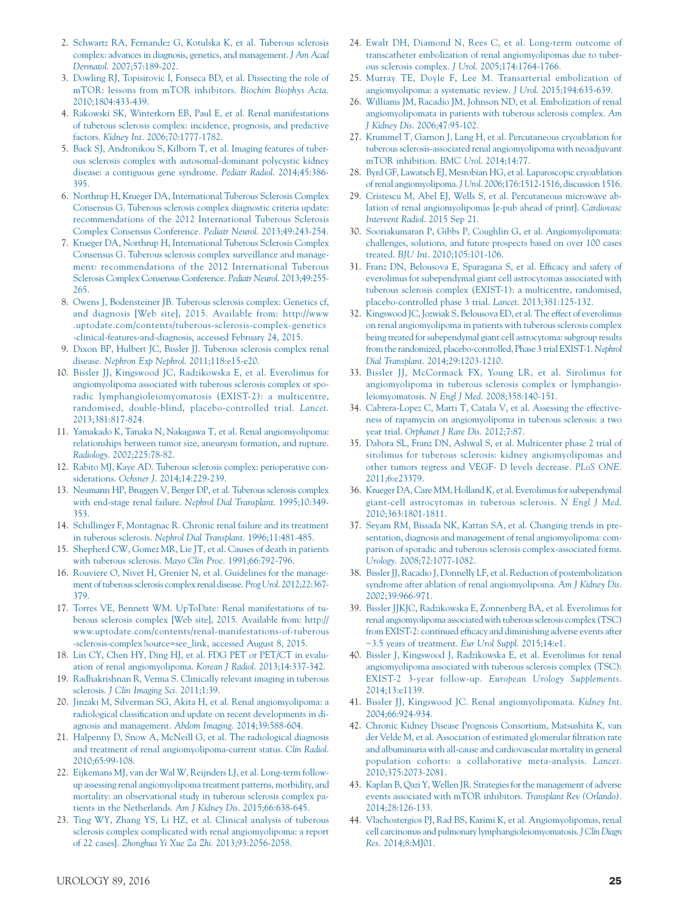2. Schwartz RA, Fernandez G, Kotulska K, et al. Tuberous sclerosis complex: advances in diagnosis, genetics, and management. *J Am Acad Dermatol*. 2007;57:189-202.
3. Dowling RJ, Topisirovic I, Fonseca BD, et al. Dissecting the role of mTOR: lessons from mTOR inhibitors. *Biochim Biophys Acta*. 2010;1804:433-439.
4. Rakowski SK, Winterkorn EB, Paul E, et al. Renal manifestations of tuberous sclerosis complex: incidence, prognosis, and predictive factors. *Kidney Int*. 2006;70:1777-1782.
5. Back SJ, Andronikou S, Kilborn T, et al. Imaging features of tuberous sclerosis complex with autosomal-dominant polycystic kidney disease: a contiguous gene syndrome. *Pediatr Radiol*. 2014;45:386-395.
6. Northrup H, Krueger DA, International Tuberous Sclerosis Complex Consensus G. Tuberous sclerosis complex diagnostic criteria update: recommendations of the 2012 International Tuberous Sclerosis Complex Consensus Conference. *Pediatr Neurol*. 2013;49:243-254.
7. Krueger DA, Northrup H, International Tuberous Sclerosis Complex Consensus G. Tuberous sclerosis complex surveillance and management: recommendations of the 2012 International Tuberous Sclerosis Complex Consensus Conference. *Pediatr Neurol*. 2013;49:255-265.
8. Owens J, Bodensteiner JB. Tuberous sclerosis complex: Genetics cf, and diagnosis [Web site], 2015. Available from: http://www.uptodate.com/contents/tuberous-sclerosis-complex-genetics-clinical-features-and-diagnosis, accessed February 24, 2015.
9. Dixon BP, Hulbert JC, Bissler JJ. Tuberous sclerosis complex renal disease. *Nephron Exp Nephrol*. 2011;118:e15-e20.
10. Bissler JJ, Kingswood JC, Radzikowska E, et al. Everolimus for angiomyolipoma associated with tuberous sclerosis complex or sporadic lymphangioleiomyomatosis (EXIST-2): a multicentre, randomised, double-blind, placebo-controlled trial. *Lancet*. 2013;381:817-824.
11. Yamakado K, Tanaka N, Nakagawa T, et al. Renal angiomyolipoma: relationships between tumor size, aneurysm formation, and rupture. *Radiology*. 2002;225:78-82.
12. Rabito MJ, Kaye AD. Tuberous sclerosis complex: perioperative considerations. *Ochsner J*. 2014;14:229-239.
13. Neumann HP, Bruggen V, Berger DP, et al. Tuberous sclerosis complex with end-stage renal failure. *Nephrol Dial Transplant*. 1995;10:349-353.
14. Schillinger F, Montagnac R. Chronic renal failure and its treatment in tuberous sclerosis. *Nephrol Dial Transplant*. 1996;11:481-485.
15. Shepherd CW, Gomez MR, Lie JT, et al. Causes of death in patients with tuberous sclerosis. *Mayo Clin Proc*. 1991;66:792-796.
16. Rouviere O, Nivet H, Grenier N, et al. Guidelines for the management of tuberous sclerosis complex renal disease. *Prog Urol*. 2012;22:367-379.
17. Torres VE, Bennett WM. UpToDate: Renal manifestations of tuberous sclerosis complex [Web site], 2015. Available from: http://www.uptodate.com/contents/renal-manifestations-of-tuberous-sclerosis-complex?source=see_link, accessed August 8, 2015.
18. Lin CY, Chen HY, Ding HJ, et al. FDG PET or PET/CT in evaluation of renal angiomyolipoma. *Korean J Radiol*. 2013;14:337-342.
19. Radhakrishnan R, Verma S. Clinically relevant imaging in tuberous sclerosis. *J Clin Imaging Sci*. 2011;1:39.
20. Jinzaki M, Silverman SG, Akita H, et al. Renal angiomyolipoma: a radiological classification and update on recent developments in diagnosis and management. *Abdom Imaging*. 2014;39:588-604.
21. Halpenny D, Snow A, McNeill G, et al. The radiological diagnosis and treatment of renal angiomyolipoma-current status. *Clin Radiol*. 2010;65:99-108.
22. Eijkemans MJ, van der Wal W, Reijnders LJ, et al. Long-term follow-up assessing renal angiomyolipoma treatment patterns, morbidity, and mortality: an observational study in tuberous sclerosis complex patients in the Netherlands. *Am J Kidney Dis*. 2015;66:638-645.
23. Ting WY, Zhang YS, Li HZ, et al. Clinical analysis of tuberous sclerosis complex complicated with renal angiomyolipoma: a report of 22 cases]. *Zhonghua Yi Xue Za Zhi*. 2013;93:2056-2058.
24. Ewalt DH, Diamond N, Rees C, et al. Long-term outcome of transcatheter embolization of renal angiomyolipomas due to tuberous sclerosis complex. *J Urol*. 2005;174:1764-1766.
25. Murray TE, Doyle F, Lee M. Transarterial embolization of angiomyolipoma: a systematic review. *J Urol*. 2015;194:635-639.
26. Williams JM, Racadio JM, Johnson ND, et al. Embolization of renal angiomyolipomata in patients with tuberous sclerosis complex. *Am J Kidney Dis*. 2006;47:95-102.
27. Krummel T, Garnon J, Lang H, et al. Percutaneous cryoablation for tuberous sclerosis-associated renal angiomyolipoma with neoadjuvant mTOR inhibition. *BMC Urol*. 2014;14:77.
28. Byrd GF, Lawatsch EJ, Mesrobian HG, et al. Laparoscopic cryoablation of renal angiomyolipoma. *J Urol*. 2006;176:1512-1516, discussion 1516.
29. Cristescu M, Abel EJ, Wells S, et al. Percutaneous microwave ablation of renal angiomyolipomas [e-pub ahead of print]. *Cardiovasc Intervent Radiol*. 2015 Sep 21.
30. Sooriakumaran P, Gibbs P, Coughlin G, et al. Angiomyolipomata: challenges, solutions, and future prospects based on over 100 cases treated. *BJU Int*. 2010;105:101-106.
31. Franz DN, Belousova E, Sparagana S, et al. Efficacy and safety of everolimus for subependymal giant cell astrocytomas associated with tuberous sclerosis complex (EXIST-1): a multicentre, randomised, placebo-controlled phase 3 trial. *Lancet*. 2013;381:125-132.
32. Kingswood JC, Jozwiak S, Belousova ED, et al. The effect of everolimus on renal angiomyolipoma in patients with tuberous sclerosis complex being treated for subependymal giant cell astrocytoma: subgroup results from the randomized, placebo-controlled, Phase 3 trial EXIST-1. *Nephrol Dial Transplant*. 2014;29:1203-1210.
33. Bissler JJ, McCormack FX, Young LR, et al. Sirolimus for angiomyolipoma in tuberous sclerosis complex or lymphangioleiomyomatosis. *N Engl J Med*. 2008;358:140-151.
34. Cabrera-Lopez C, Marti T, Catala V, et al. Assessing the effectiveness of rapamycin on angiomyolipoma in tuberous sclerosis: a two year trial. *Orphanet J Rare Dis*. 2012;7:87.
35. Dabora SL, Franz DN, Ashwal S, et al. Multicenter phase 2 trial of sirolimus for tuberous sclerosis: kidney angiomyolipomas and other tumors regress and VEGF- D levels decrease. *PLoS ONE*. 2011;6:e23379.
36. Krueger DA, Care MM, Holland K, et al. Everolimus for subependymal giant-cell astrocytomas in tuberous sclerosis. *N Engl J Med*. 2010;363:1801-1811.
37. Seyam RM, Bissada NK, Kattan SA, et al. Changing trends in presentation, diagnosis and management of renal angiomyolipoma: comparison of sporadic and tuberous sclerosis complex-associated forms. *Urology*. 2008;72:1077-1082.
38. Bissler JJ, Racadio J, Donnelly LF, et al. Reduction of postembolization syndrome after ablation of renal angiomyolipoma. *Am J Kidney Dis*. 2002;39:966-971.
39. Bissler JJKJC, Radzikowska E, Zonnenberg BA, et al. Everolimus for renal angiomyolipoma associated with tuberous sclerosis complex (TSC) from EXIST-2: continued efficacy and diminishing adverse events after ~3.5 years of treatment. *Eur Urol Suppl*. 2015;14:e1.
40. Bissler J, Kingswood J, Radzikowska E, et al. Everolimus for renal angiomyolipoma associated with tuberous sclerosis complex (TSC): EXIST-2 3-year follow-up. *European Urology Supplements*. 2014;13:e1139.
41. Bissler JJ, Kingswood JC. Renal angiomyolipomata. *Kidney Int*. 2004;66:924-934.
42. Chronic Kidney Disease Prognosis Consortium, Matsushita K, van der Velde M, et al. Association of estimated glomerular filtration rate and albuminuria with all-cause and cardiovascular mortality in general population cohorts: a collaborative meta-analysis. *Lancet*. 2010;375:2073-2081.
43. Kaplan B, Qazi Y, Wellen JR. Strategies for the management of adverse events associated with mTOR inhibitors. *Transplant Rev (Orlando)*. 2014;28:126-133.
44. Vlachostergios PJ, Rad BS, Karimi K, et al. Angiomyolipomas, renal cell carcinomas and pulmonary lymphangioleiomyomatosis. *J Clin Diagn Res*. 2014;8:MJ01.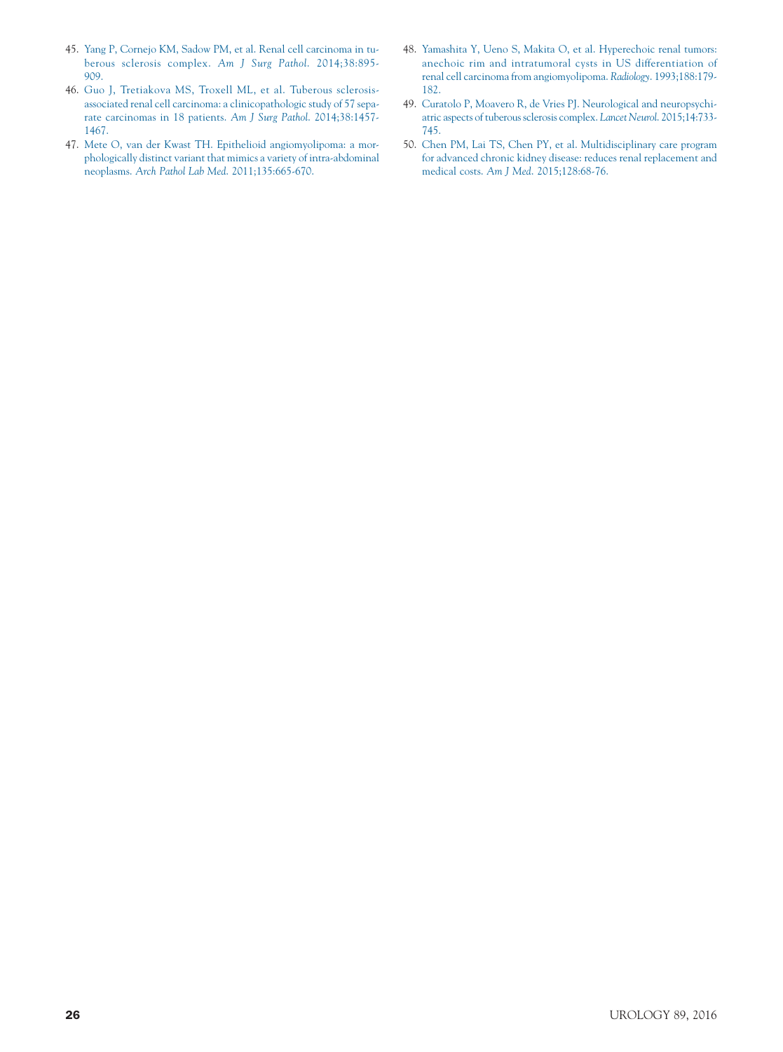45. Yang P, Cornejo KM, Sadow PM, et al. Renal cell carcinoma in tuberous sclerosis complex. *Am J Surg Pathol*. 2014;38:895-909.
46. Guo J, Tretiakova MS, Troxell ML, et al. Tuberous sclerosis-associated renal cell carcinoma: a clinicopathologic study of 57 separate carcinomas in 18 patients. *Am J Surg Pathol*. 2014;38:1457-1467.
47. Mete O, van der Kwast TH. Epithelioid angiomyolipoma: a morphologically distinct variant that mimics a variety of intra-abdominal neoplasms. *Arch Pathol Lab Med*. 2011;135:665-670.
48. Yamashita Y, Ueno S, Makita O, et al. Hyperechoic renal tumors: anechoic rim and intratumoral cysts in US differentiation of renal cell carcinoma from angiomyolipoma. *Radiology*. 1993;188:179-182.
49. Curatolo P, Moavero R, de Vries PJ. Neurological and neuropsychiatric aspects of tuberous sclerosis complex. *Lancet Neurol*. 2015;14:733-745.
50. Chen PM, Lai TS, Chen PY, et al. Multidisciplinary care program for advanced chronic kidney disease: reduces renal replacement and medical costs. *Am J Med*. 2015;128:68-76.